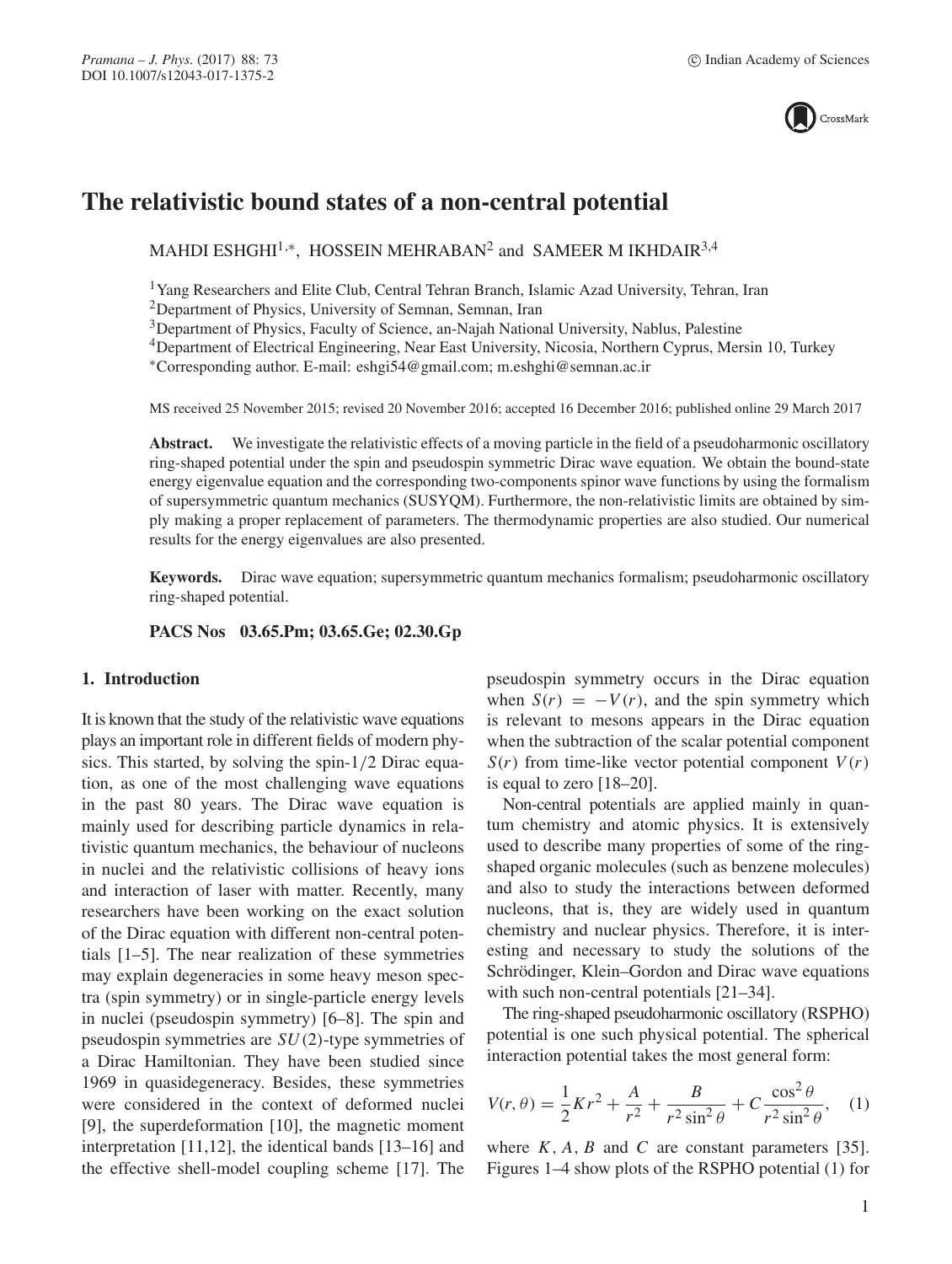# The relativistic bound states of a non-central potential

MAHDI ESHGHI[1,*], HOSSEIN MEHRABAN[2] and SAMEER M IKHDAIR[3,4]

[1]Yang Researchers and Elite Club, Central Tehran Branch, Islamic Azad University, Tehran, Iran
[2]Department of Physics, University of Semnan, Semnan, Iran
[3]Department of Physics, Faculty of Science, an-Najah National University, Nablus, Palestine
[4]Department of Electrical Engineering, Near East University, Nicosia, Northern Cyprus, Mersin 10, Turkey
[*]Corresponding author. E-mail: eshgi54@gmail.com; m.eshghi@semnan.ac.ir

MS received 25 November 2015; revised 20 November 2016; accepted 16 December 2016; published online 29 March 2017

**Abstract.** We investigate the relativistic effects of a moving particle in the field of a pseudoharmonic oscillatory ring-shaped potential under the spin and pseudospin symmetric Dirac wave equation. We obtain the bound-state energy eigenvalue equation and the corresponding two-components spinor wave functions by using the formalism of supersymmetric quantum mechanics (SUSYQM). Furthermore, the non-relativistic limits are obtained by simply making a proper replacement of parameters. The thermodynamic properties are also studied. Our numerical results for the energy eigenvalues are also presented.

**Keywords.** Dirac wave equation; supersymmetric quantum mechanics formalism; pseudoharmonic oscillatory ring-shaped potential.

**PACS Nos 03.65.Pm; 03.65.Ge; 02.30.Gp**

## 1. Introduction

It is known that the study of the relativistic wave equations plays an important role in different fields of modern physics. This started, by solving the spin-1/2 Dirac equation, as one of the most challenging wave equations in the past 80 years. The Dirac wave equation is mainly used for describing particle dynamics in relativistic quantum mechanics, the behaviour of nucleon in nuclei and the relativistic collisions of heavy ions and interaction of laser with matter. Recently, many researchers have been working on the exact solution of the Dirac equation with different non-central potentials [1–5]. The near realization of these symmetries may explain degeneracies in some heavy meson spectra (spin symmetry) or in single-particle energy levels in nuclei (pseudospin symmetry) [6–8]. The spin and pseudospin symmetries are $SU(2)$-type symmetries of a Dirac Hamiltonian. They have been studied since 1969 in quasidegeneracy. Besides, these symmetries were considered in the context of deformed nuclei [9], the superdeformation [10], the magnetic moment interpretation [11,12], the identical bands [13–16] and the effective shell-model coupling scheme [17]. The pseudospin symmetry occurs in the Dirac equation when $S(r) = -V(r)$, and the spin symmetry which is relevant to mesons appears in the Dirac equation when the subtraction of the scalar potential component $S(r)$ from time-like vector potential component $V(r)$ is equal to zero [18–20].

Non-central potentials are applied mainly in quantum chemistry and atomic physics. It is extensively used to describe many properties of some of the ring-shaped organic molecules (such as benzene molecules) and also to study the interactions between deformed nucleons, that is, they are widely used in quantum chemistry and nuclear physics. Therefore, it is interesting and necessary to study the solutions of the Schrödinger, Klein–Gordon and Dirac wave equations with such non-central potentials [21–34].

The ring-shaped pseudoharmonic oscillatory (RSPHO) potential is one such physical potential. The spherical interaction potential takes the most general form:

$$V(r,\theta) = \frac{1}{2}Kr^2 + \frac{A}{r^2} + \frac{B}{r^2\sin^2\theta} + C\frac{\cos^2\theta}{r^2\sin^2\theta}, \quad (1)$$

where $K$, $A$, $B$ and $C$ are constant parameters [35]. Figures 1–4 show plots of the RSPHO potential (1) for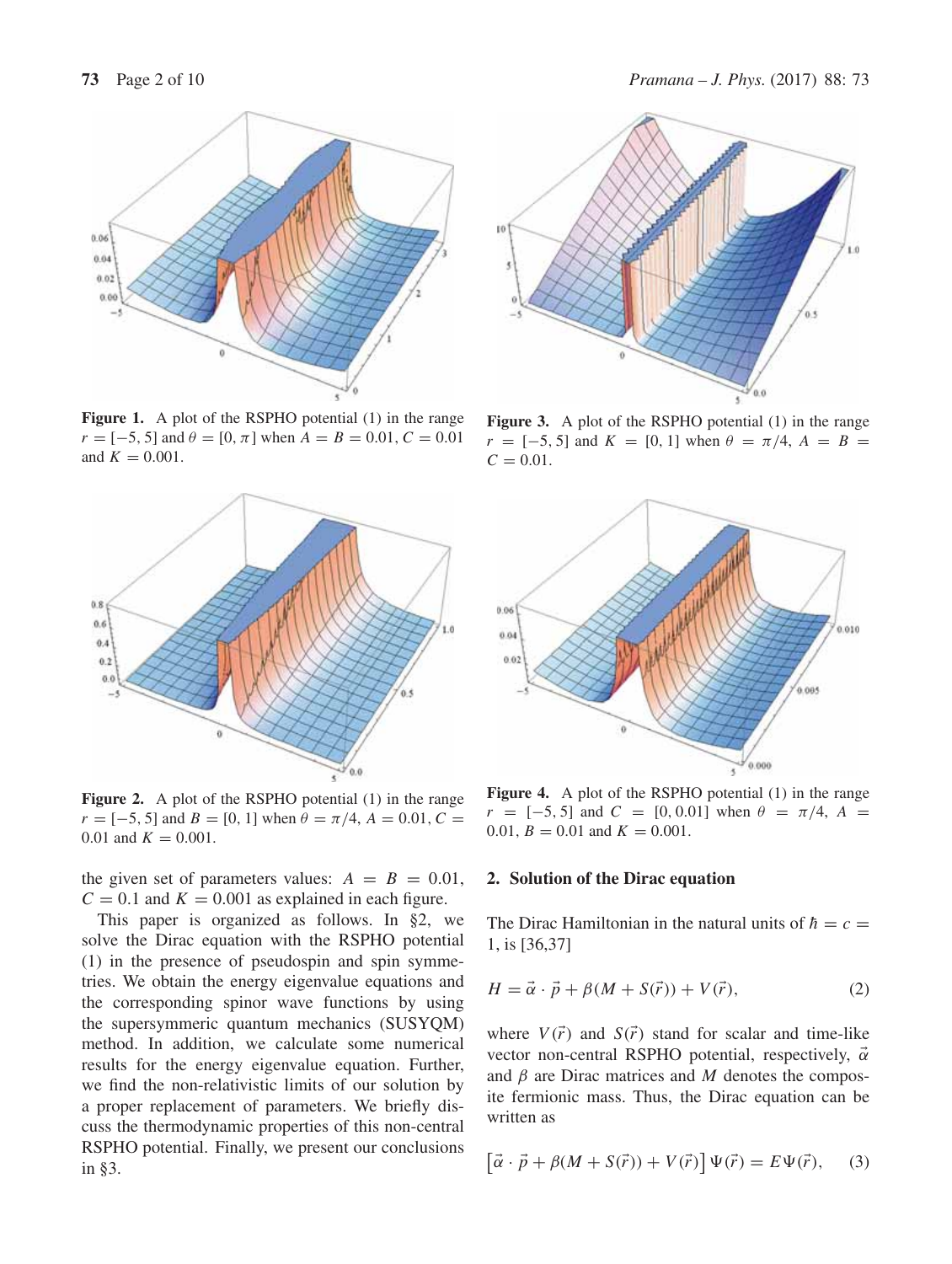**Figure 1.** A plot of the RSPHO potential (1) in the range $r = [-5, 5]$ and $\theta = [0, \pi]$ when $A = B = 0.01$, $C = 0.01$ and $K = 0.001$.

**Figure 2.** A plot of the RSPHO potential (1) in the range $r = [-5, 5]$ and $B = [0, 1]$ when $\theta = \pi/4$, $A = 0.01$, $C = 0.01$ and $K = 0.001$.

**Figure 3.** A plot of the RSPHO potential (1) in the range $r = [-5, 5]$ and $K = [0, 1]$ when $\theta = \pi/4$, $A = B = C = 0.01$.

**Figure 4.** A plot of the RSPHO potential (1) in the range $r = [-5, 5]$ and $C = [0, 0.01]$ when $\theta = \pi/4$, $A = 0.01$, $B = 0.01$ and $K = 0.001$.

the given set of parameters values: $A = B = 0.01$, $C = 0.1$ and $K = 0.001$ as explained in each figure.

This paper is organized as follows. In §2, we solve the Dirac equation with the RSPHO potential (1) in the presence of pseudospin and spin symmetries. We obtain the energy eigenvalue equations and the corresponding spinor wave functions by using the supersymmetric quantum mechanics (SUSYQM) method. In addition, we calculate some numerical results for the energy eigenvalue equation. Further, we find the non-relativistic limits of our solution by a proper replacement of parameters. We briefly discuss the thermodynamic properties of this non-central RSPHO potential. Finally, we present our conclusions in §3.

## 2. Solution of the Dirac equation

The Dirac Hamiltonian in the natural units of $\hbar = c = 1$, is [36,37]

$$H = \vec{\alpha} \cdot \vec{p} + \beta(M + S(\vec{r})) + V(\vec{r}), \tag{2}$$

where $V(\vec{r})$ and $S(\vec{r})$ stand for scalar and time-like vector non-central RSPHO potential, respectively, $\vec{\alpha}$ and $\beta$ are Dirac matrices and $M$ denotes the composite fermionic mass. Thus, the Dirac equation can be written as

$$\left[\vec{\alpha} \cdot \vec{p} + \beta(M + S(\vec{r})) + V(\vec{r})\right] \Psi(\vec{r}) = E\Psi(\vec{r}), \tag{3}$$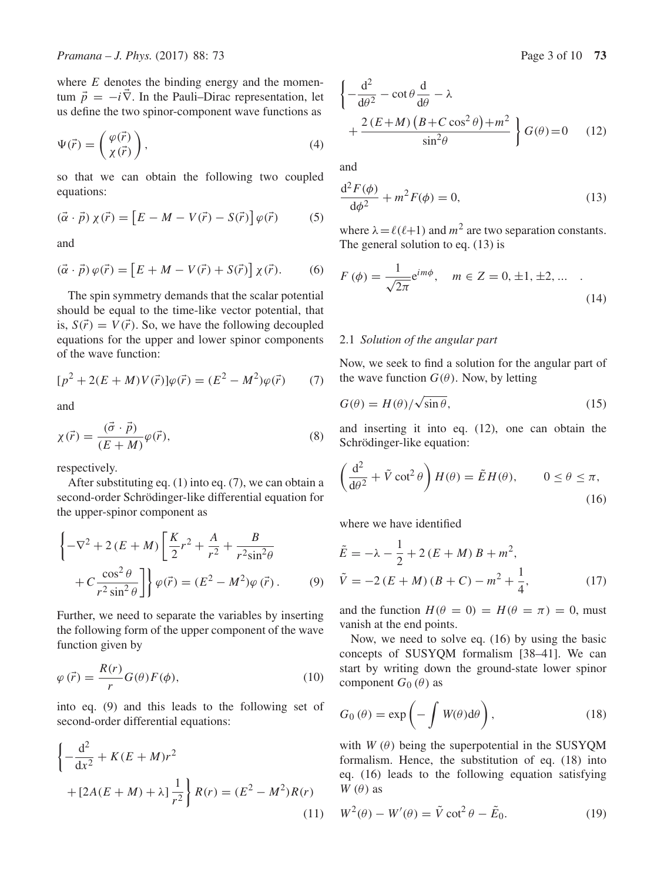where $E$ denotes the binding energy and the momentum $\vec{p} = -i\vec{\nabla}$. In the Pauli–Dirac representation, let us define the two spinor-component wave functions as

$$\Psi(\vec{r}) = \begin{pmatrix} \varphi(\vec{r}) \\ \chi(\vec{r}) \end{pmatrix}, \tag{4}$$

so that we can obtain the following two coupled equations:

$$(\vec{\alpha} \cdot \vec{p})\, \chi(\vec{r}) = \left[E - M - V(\vec{r}) - S(\vec{r})\right] \varphi(\vec{r}) \tag{5}$$

and

$$(\vec{\alpha} \cdot \vec{p})\, \varphi(\vec{r}) = \left[E + M - V(\vec{r}) + S(\vec{r})\right] \chi(\vec{r}). \tag{6}$$

The spin symmetry demands that the scalar potential should be equal to the time-like vector potential, that is, $S(\vec{r}) = V(\vec{r})$. So, we have the following decoupled equations for the upper and lower spinor components of the wave function:

$$[p^2 + 2(E + M)V(\vec{r})]\varphi(\vec{r}) = (E^2 - M^2)\varphi(\vec{r}) \tag{7}$$

and

$$\chi(\vec{r}) = \frac{(\vec{\sigma} \cdot \vec{p})}{(E + M)}\varphi(\vec{r}), \tag{8}$$

respectively.

After substituting eq. (1) into eq. (7), we can obtain a second-order Schrödinger-like differential equation for the upper-spinor component as

$$\left\{-\nabla^2 + 2\,(E + M)\left[\frac{K}{2}r^2 + \frac{A}{r^2} + \frac{B}{r^2\sin^2\theta} + C\frac{\cos^2\theta}{r^2\sin^2\theta}\right]\right\}\varphi(\vec{r}) = (E^2 - M^2)\varphi\,(\vec{r})\,. \tag{9}$$

Further, we need to separate the variables by inserting the following form of the upper component of the wave function given by

$$\varphi\,(\vec{r}) = \frac{R(r)}{r}G(\theta)F(\phi), \tag{10}$$

into eq. (9) and this leads to the following set of second-order differential equations:

$$\left\{-\frac{\mathrm{d}^2}{\mathrm{d}x^2} + K(E + M)r^2 + [2A(E + M) + \lambda]\frac{1}{r^2}\right\}R(r) = (E^2 - M^2)R(r) \tag{11}$$

$$\left\{-\frac{\mathrm{d}^2}{\mathrm{d}\theta^2} - \cot\theta\frac{\mathrm{d}}{\mathrm{d}\theta} - \lambda + \frac{2\,(E+M)\left(B+C\cos^2\theta\right)+m^2}{\sin^2\theta}\right\}G(\theta)=0 \tag{12}$$

and

$$\frac{\mathrm{d}^2F(\phi)}{\mathrm{d}\phi^2} + m^2F(\phi) = 0, \tag{13}$$

where $\lambda = \ell(\ell+1)$ and $m^2$ are two separation constants. The general solution to eq. (13) is

$$F\,(\phi) = \frac{1}{\sqrt{2\pi}}\mathrm{e}^{im\phi}, \quad m \in Z = 0, \pm 1, \pm 2, \ldots \quad . \tag{14}$$

### 2.1 *Solution of the angular part*

Now, we seek to find a solution for the angular part of the wave function $G(\theta)$. Now, by letting

$$G(\theta) = H(\theta)/\sqrt{\sin\theta}, \tag{15}$$

and inserting it into eq. (12), one can obtain the Schrödinger-like equation:

$$\left(\frac{\mathrm{d}^2}{\mathrm{d}\theta^2} + \tilde{V}\cot^2\theta\right)H(\theta) = \tilde{E}H(\theta), \qquad 0 \leq \theta \leq \pi, \tag{16}$$

where we have identified

$$\tilde{E} = -\lambda - \frac{1}{2} + 2\,(E + M)\,B + m^2,$$
$$\tilde{V} = -2\,(E + M)\,(B + C) - m^2 + \frac{1}{4}, \tag{17}$$

and the function $H(\theta = 0) = H(\theta = \pi) = 0$, must vanish at the end points.

Now, we need to solve eq. (16) by using the basic concepts of SUSYQM formalism [38–41]. We can start by writing down the ground-state lower spinor component $G_0\,(\theta)$ as

$$G_0\,(\theta) = \exp\left(-\int W(\theta)\mathrm{d}\theta\right), \tag{18}$$

with $W\,(\theta)$ being the superpotential in the SUSYQM formalism. Hence, the substitution of eq. (18) into eq. (16) leads to the following equation satisfying $W\,(\theta)$ as

$$W^2(\theta) - W'(\theta) = \tilde{V}\cot^2\theta - \tilde{E}_0. \tag{19}$$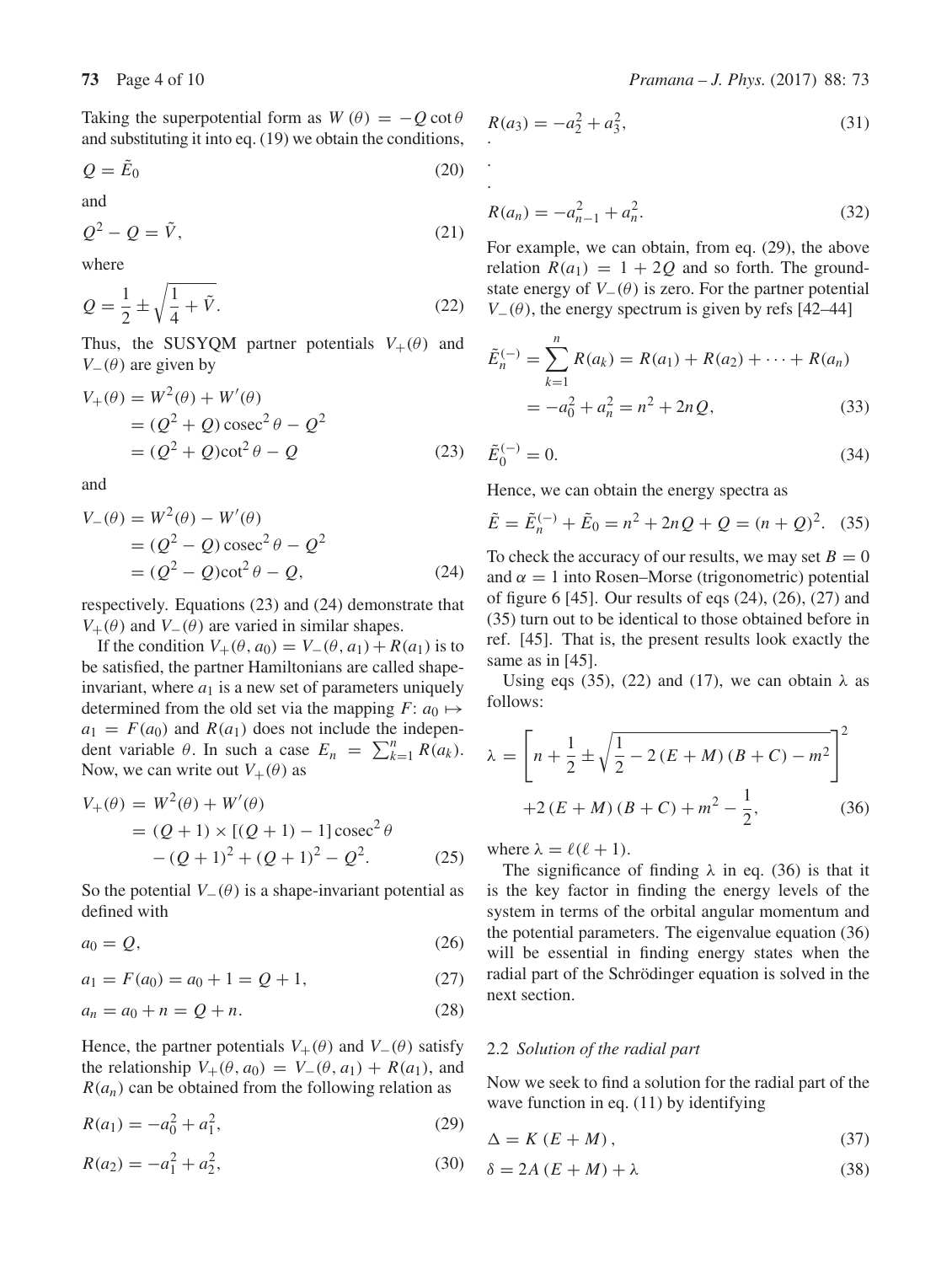Taking the superpotential form as $W(\theta) = -Q\cot\theta$ and substituting it into eq. (19) we obtain the conditions,

$$Q = \tilde{E}_0 \tag{20}$$

and

$$Q^2 - Q = \tilde{V}, \tag{21}$$

where

$$Q = \frac{1}{2} \pm \sqrt{\frac{1}{4} + \tilde{V}}. \tag{22}$$

Thus, the SUSYQM partner potentials $V_+(\theta)$ and $V_-(\theta)$ are given by

$$\begin{aligned} V_+(\theta) &= W^2(\theta) + W'(\theta) \\ &= (Q^2 + Q)\operatorname{cosec}^2\theta - Q^2 \\ &= (Q^2 + Q)\cot^2\theta - Q \end{aligned} \tag{23}$$

and

$$\begin{aligned} V_-(\theta) &= W^2(\theta) - W'(\theta) \\ &= (Q^2 - Q)\operatorname{cosec}^2\theta - Q^2 \\ &= (Q^2 - Q)\cot^2\theta - Q, \end{aligned} \tag{24}$$

respectively. Equations (23) and (24) demonstrate that $V_+(\theta)$ and $V_-(\theta)$ are varied in similar shapes.

If the condition $V_+(\theta, a_0) = V_-(\theta, a_1) + R(a_1)$ is to be satisfied, the partner Hamiltonians are called shape-invariant, where $a_1$ is a new set of parameters uniquely determined from the old set via the mapping $F$: $a_0 \mapsto a_1 = F(a_0)$ and $R(a_1)$ does not include the independent variable $\theta$. In such a case $E_n = \sum_{k=1}^{n} R(a_k)$. Now, we can write out $V_+(\theta)$ as

$$\begin{aligned} V_+(\theta) &= W^2(\theta) + W'(\theta) \\ &= (Q+1) \times [(Q+1) - 1]\operatorname{cosec}^2\theta \\ &\quad - (Q+1)^2 + (Q+1)^2 - Q^2. \end{aligned} \tag{25}$$

So the potential $V_-(\theta)$ is a shape-invariant potential as defined with

$$a_0 = Q, \tag{26}$$

$$a_1 = F(a_0) = a_0 + 1 = Q + 1, \tag{27}$$

$$a_n = a_0 + n = Q + n. \tag{28}$$

Hence, the partner potentials $V_+(\theta)$ and $V_-(\theta)$ satisfy the relationship $V_+(\theta, a_0) = V_-(\theta, a_1) + R(a_1)$, and $R(a_n)$ can be obtained from the following relation as

$$R(a_1) = -a_0^2 + a_1^2, \tag{29}$$

$$R(a_2) = -a_1^2 + a_2^2, \tag{30}$$

$$R(a_3) = -a_2^2 + a_3^2, \tag{31}$$

.

.

$$R(a_n) = -a_{n-1}^2 + a_n^2. \tag{32}$$

For example, we can obtain, from eq. (29), the above relation $R(a_1) = 1 + 2Q$ and so forth. The ground-state energy of $V_-(\theta)$ is zero. For the partner potential $V_-(\theta)$, the energy spectrum is given by refs [42–44]

$$\begin{aligned} \tilde{E}_n^{(-)} &= \sum_{k=1}^{n} R(a_k) = R(a_1) + R(a_2) + \cdots + R(a_n) \\ &= -a_0^2 + a_n^2 = n^2 + 2nQ, \end{aligned} \tag{33}$$

$$\tilde{E}_0^{(-)} = 0. \tag{34}$$

Hence, we can obtain the energy spectra as

$$\tilde{E} = \tilde{E}_n^{(-)} + \tilde{E}_0 = n^2 + 2nQ + Q = (n+Q)^2. \tag{35}$$

To check the accuracy of our results, we may set $B = 0$ and $\alpha = 1$ into Rosen–Morse (trigonometric) potential of figure 6 [45]. Our results of eqs (24), (26), (27) and (35) turn out to be identical to those obtained before in ref. [45]. That is, the present results look exactly the same as in [45].

Using eqs (35), (22) and (17), we can obtain $\lambda$ as follows:

$$\begin{aligned} \lambda = &\left[n + \frac{1}{2} \pm \sqrt{\frac{1}{2} - 2(E+M)(B+C) - m^2}\right]^2 \\ &+ 2(E+M)(B+C) + m^2 - \frac{1}{2}, \end{aligned} \tag{36}$$

where $\lambda = \ell(\ell+1)$.

The significance of finding $\lambda$ in eq. (36) is that it is the key factor in finding the energy levels of the system in terms of the orbital angular momentum and the potential parameters. The eigenvalue equation (36) will be essential in finding energy states when the radial part of the Schrödinger equation is solved in the next section.

### 2.2 *Solution of the radial part*

Now we seek to find a solution for the radial part of the wave function in eq. (11) by identifying

$$\Delta = K(E+M), \tag{37}$$

$$\delta = 2A(E+M) + \lambda \tag{38}$$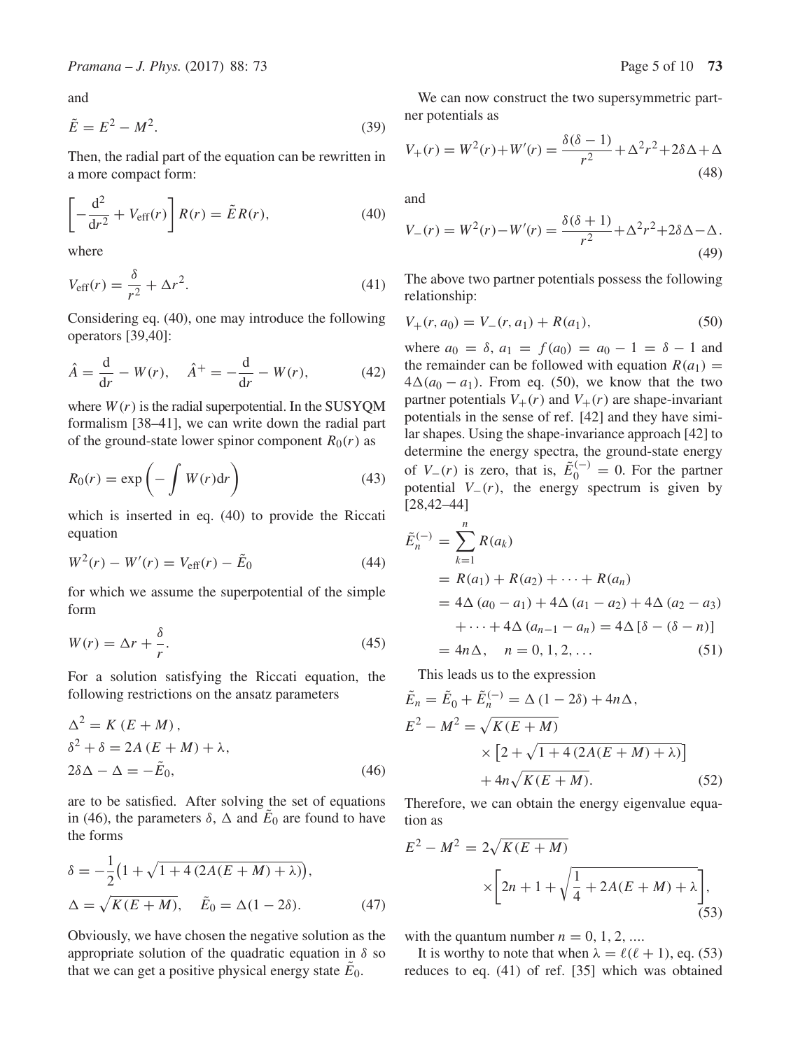and

$$\tilde{E} = E^2 - M^2. \tag{39}$$

Then, the radial part of the equation can be rewritten in a more compact form:

$$\left[-\frac{\mathrm{d}^2}{\mathrm{d}r^2} + V_{\mathrm{eff}}(r)\right] R(r) = \tilde{E} R(r), \tag{40}$$

where

$$V_{\mathrm{eff}}(r) = \frac{\delta}{r^2} + \Delta r^2. \tag{41}$$

Considering eq. (40), one may introduce the following operators [39,40]:

$$\hat{A} = \frac{\mathrm{d}}{\mathrm{d}r} - W(r), \quad \hat{A}^{+} = -\frac{\mathrm{d}}{\mathrm{d}r} - W(r), \tag{42}$$

where $W(r)$ is the radial superpotential. In the SUSYQM formalism [38–41], we can write down the radial part of the ground-state lower spinor component $R_0(r)$ as

$$R_0(r) = \exp\left(-\int W(r)\mathrm{d}r\right) \tag{43}$$

which is inserted in eq. (40) to provide the Riccati equation

$$W^2(r) - W'(r) = V_{\mathrm{eff}}(r) - \tilde{E}_0 \tag{44}$$

for which we assume the superpotential of the simple form

$$W(r) = \Delta r + \frac{\delta}{r}. \tag{45}$$

For a solution satisfying the Riccati equation, the following restrictions on the ansatz parameters

$$\begin{aligned}
&\Delta^2 = K\,(E + M)\,, \\
&\delta^2 + \delta = 2A\,(E + M) + \lambda, \\
&2\delta\Delta - \Delta = -\tilde{E}_0,
\end{aligned} \tag{46}$$

are to be satisfied. After solving the set of equations in (46), the parameters $\delta$, $\Delta$ and $\tilde{E}_0$ are found to have the forms

$$\begin{aligned}
&\delta = -\frac{1}{2}\left(1 + \sqrt{1 + 4\,(2A(E + M) + \lambda)}\right), \\
&\Delta = \sqrt{K(E + M)}, \quad \tilde{E}_0 = \Delta(1 - 2\delta).
\end{aligned} \tag{47}$$

Obviously, we have chosen the negative solution as the appropriate solution of the quadratic equation in $\delta$ so that we can get a positive physical energy state $\tilde{E}_0$.

We can now construct the two supersymmetric partner potentials as

$$V_{+}(r) = W^2(r) + W'(r) = \frac{\delta(\delta - 1)}{r^2} + \Delta^2 r^2 + 2\delta\Delta + \Delta \tag{48}$$

and

$$V_{-}(r) = W^2(r) - W'(r) = \frac{\delta(\delta + 1)}{r^2} + \Delta^2 r^2 + 2\delta\Delta - \Delta. \tag{49}$$

The above two partner potentials possess the following relationship:

$$V_{+}(r, a_0) = V_{-}(r, a_1) + R(a_1), \tag{50}$$

where $a_0 = \delta$, $a_1 = f(a_0) = a_0 - 1 = \delta - 1$ and the remainder can be followed with equation $R(a_1) = 4\Delta(a_0 - a_1)$. From eq. (50), we know that the two partner potentials $V_{+}(r)$ and $V_{+}(r)$ are shape-invariant potentials in the sense of ref. [42] and they have similar shapes. Using the shape-invariance approach [42] to determine the energy spectra, the ground-state energy of $V_{-}(r)$ is zero, that is, $\tilde{E}_0^{(-)} = 0$. For the partner potential $V_{-}(r)$, the energy spectrum is given by [28,42–44]

$$\begin{aligned}
\tilde{E}_n^{(-)} &= \sum_{k=1}^{n} R(a_k) \\
&= R(a_1) + R(a_2) + \cdots + R(a_n) \\
&= 4\Delta\,(a_0 - a_1) + 4\Delta\,(a_1 - a_2) + 4\Delta\,(a_2 - a_3) \\
&\quad + \cdots + 4\Delta\,(a_{n-1} - a_n) = 4\Delta\,[\delta - (\delta - n)] \\
&= 4n\Delta, \quad n = 0, 1, 2, \ldots
\end{aligned} \tag{51}$$

This leads us to the expression

$$\begin{aligned}
&\tilde{E}_n = \tilde{E}_0 + \tilde{E}_n^{(-)} = \Delta\,(1 - 2\delta) + 4n\Delta, \\
&E^2 - M^2 = \sqrt{K(E + M)} \\
&\qquad \times \left[2 + \sqrt{1 + 4\,(2A(E + M) + \lambda)}\right] \\
&\qquad + 4n\sqrt{K(E + M)}.
\end{aligned} \tag{52}$$

Therefore, we can obtain the energy eigenvalue equation as

$$\begin{aligned}
E^2 - M^2 &= 2\sqrt{K(E + M)} \\
&\quad \times \left[2n + 1 + \sqrt{\frac{1}{4} + 2A(E + M) + \lambda}\right],
\end{aligned} \tag{53}$$

with the quantum number $n = 0, 1, 2, \ldots$.

It is worthy to note that when $\lambda = \ell(\ell + 1)$, eq. (53) reduces to eq. (41) of ref. [35] which was obtained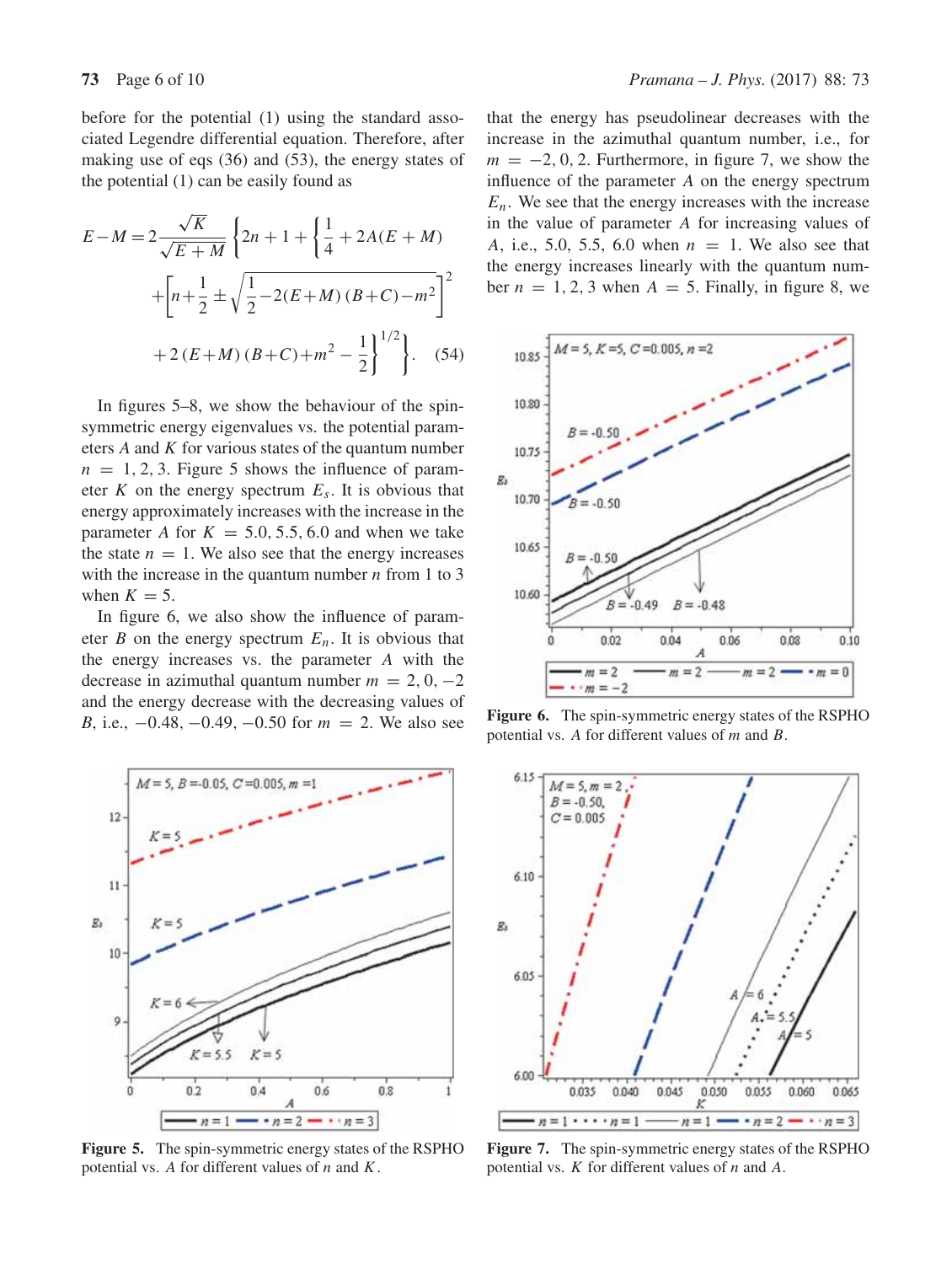before for the potential (1) using the standard associated Legendre differential equation. Therefore, after making use of eqs (36) and (53), the energy states of the potential (1) can be easily found as

$$E-M=2\frac{\sqrt{K}}{\sqrt{E+M}}\left\{2n+1+\left\{\frac{1}{4}+2A(E+M)\right.\right.$$
$$\left.+\left[n+\frac{1}{2}\pm\sqrt{\frac{1}{2}-2(E+M)(B+C)-m^2}\right]^2\right.$$
$$\left.\left.+2(E+M)(B+C)+m^2-\frac{1}{2}\right\}^{1/2}\right\}. \quad (54)$$

In figures 5–8, we show the behaviour of the spin-symmetric energy eigenvalues vs. the potential parameters $A$ and $K$ for various states of the quantum number $n = 1, 2, 3$. Figure 5 shows the influence of parameter $K$ on the energy spectrum $E_s$. It is obvious that energy approximately increases with the increase in the parameter $A$ for $K = 5.0, 5.5, 6.0$ and when we take the state $n = 1$. We also see that the energy increases with the increase in the quantum number $n$ from 1 to 3 when $K = 5$.

In figure 6, we also show the influence of parameter $B$ on the energy spectrum $E_n$. It is obvious that the energy increases vs. the parameter $A$ with the decrease in azimuthal quantum number $m = 2, 0, -2$ and the energy decrease with the decreasing values of $B$, i.e., $-0.48, -0.49, -0.50$ for $m = 2$. We also see that the energy has pseudolinear decreases with the increase in the azimuthal quantum number, i.e., for $m = -2, 0, 2$. Furthermore, in figure 7, we show the influence of the parameter $A$ on the energy spectrum $E_n$. We see that the energy increases with the increase in the value of parameter $A$ for increasing values of $A$, i.e., 5.0, 5.5, 6.0 when $n = 1$. We also see that the energy increases linearly with the quantum number $n = 1, 2, 3$ when $A = 5$. Finally, in figure 8, we

**Figure 5.** The spin-symmetric energy states of the RSPHO potential vs. $A$ for different values of $n$ and $K$.

**Figure 6.** The spin-symmetric energy states of the RSPHO potential vs. $A$ for different values of $m$ and $B$.

**Figure 7.** The spin-symmetric energy states of the RSPHO potential vs. $K$ for different values of $n$ and $A$.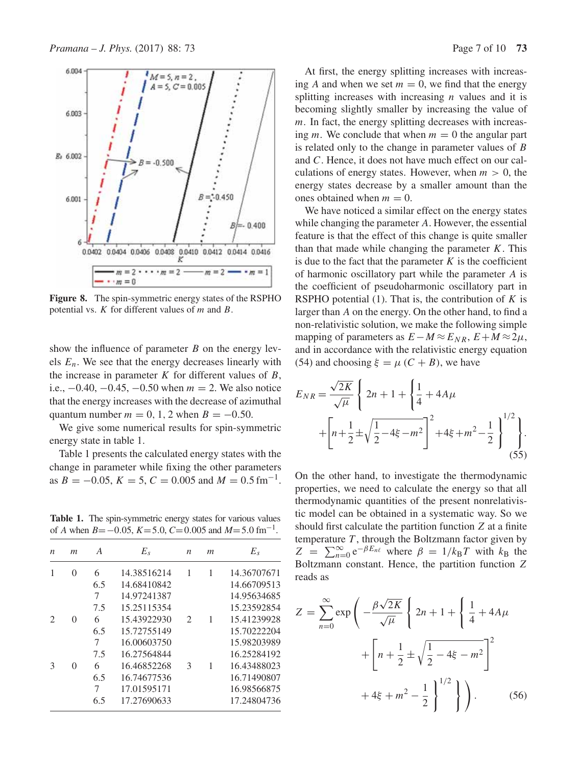Figure 8. The spin-symmetric energy states of the RSPHO potential vs. $K$ for different values of $m$ and $B$.

show the influence of parameter $B$ on the energy levels $E_n$. We see that the energy decreases linearly with the increase in parameter $K$ for different values of $B$, i.e., $-0.40$, $-0.45$, $-0.50$ when $m = 2$. We also notice that the energy increases with the decrease of azimuthal quantum number $m = 0, 1, 2$ when $B = -0.50$.

We give some numerical results for spin-symmetric energy state in table 1.

Table 1 presents the calculated energy states with the change in parameter while fixing the other parameters as $B = -0.05$, $K = 5$, $C = 0.005$ and $M = 0.5\,\text{fm}^{-1}$.

**Table 1.** The spin-symmetric energy states for various values of $A$ when $B = -0.05$, $K = 5.0$, $C = 0.005$ and $M = 5.0\,\text{fm}^{-1}$.

| $n$ | $m$ | $A$ | $E_s$ | $n$ | $m$ | $E_s$ |
|---|---|---|---|---|---|---|
| 1 | 0 | 6 | 14.38516214 | 1 | 1 | 14.36707671 |
| | | 6.5 | 14.68410842 | | | 14.66709513 |
| | | 7 | 14.97241387 | | | 14.95634685 |
| | | 7.5 | 15.25115354 | | | 15.23592854 |
| 2 | 0 | 6 | 15.43922930 | 2 | 1 | 15.41239928 |
| | | 6.5 | 15.72755149 | | | 15.70222204 |
| | | 7 | 16.00603750 | | | 15.98203989 |
| | | 7.5 | 16.27564844 | | | 16.25284192 |
| 3 | 0 | 6 | 16.46852268 | 3 | 1 | 16.43488023 |
| | | 6.5 | 16.74677536 | | | 16.71490807 |
| | | 7 | 17.01595171 | | | 16.98566875 |
| | | 6.5 | 17.27690633 | | | 17.24804736 |

At first, the energy splitting increases with increasing $A$ and when we set $m = 0$, we find that the energy splitting increases with increasing $n$ values and it is becoming slightly smaller by increasing the value of $m$. In fact, the energy splitting decreases with increasing $m$. We conclude that when $m = 0$ the angular part is related only to the change in parameter values of $B$ and $C$. Hence, it does not have much effect on our calculations of energy states. However, when $m > 0$, the energy states decrease by a smaller amount than the ones obtained when $m = 0$.

We have noticed a similar effect on the energy states while changing the parameter $A$. However, the essential feature is that the effect of this change is quite smaller than that made while changing the parameter $K$. This is due to the fact that the parameter $K$ is the coefficient of harmonic oscillatory part while the parameter $A$ is the coefficient of pseudoharmonic oscillatory part in RSPHO potential (1). That is, the contribution of $K$ is larger than $A$ on the energy. On the other hand, to find a non-relativistic solution, we make the following simple mapping of parameters as $E - M \approx E_{NR}$, $E + M \approx 2\mu$, and in accordance with the relativistic energy equation (54) and choosing $\xi = \mu\,(C + B)$, we have

$$E_{NR} = \frac{\sqrt{2K}}{\sqrt{\mu}}\left\{2n + 1 + \left\{\frac{1}{4} + 4A\mu + \left[n + \frac{1}{2} \pm \sqrt{\frac{1}{2} - 4\xi - m^2}\right]^2 + 4\xi + m^2 - \frac{1}{2}\right\}^{1/2}\right\}. \tag{55}$$

On the other hand, to investigate the thermodynamic properties, we need to calculate the energy so that all thermodynamic quantities of the present nonrelativistic model can be obtained in a systematic way. So we should first calculate the partition function $Z$ at a finite temperature $T$, through the Boltzmann factor given by $Z = \sum_{n=0}^{\infty} \mathrm{e}^{-\beta E_{n\ell}}$ where $\beta = 1/k_B T$ with $k_B$ the Boltzmann constant. Hence, the partition function $Z$ reads as

$$Z = \sum_{n=0}^{\infty} \exp\left(-\frac{\beta\sqrt{2K}}{\sqrt{\mu}}\left\{2n + 1 + \left\{\frac{1}{4} + 4A\mu + \left[n + \frac{1}{2} \pm \sqrt{\frac{1}{2} - 4\xi - m^2}\right]^2 + 4\xi + m^2 - \frac{1}{2}\right\}^{1/2}\right\}\right). \tag{56}$$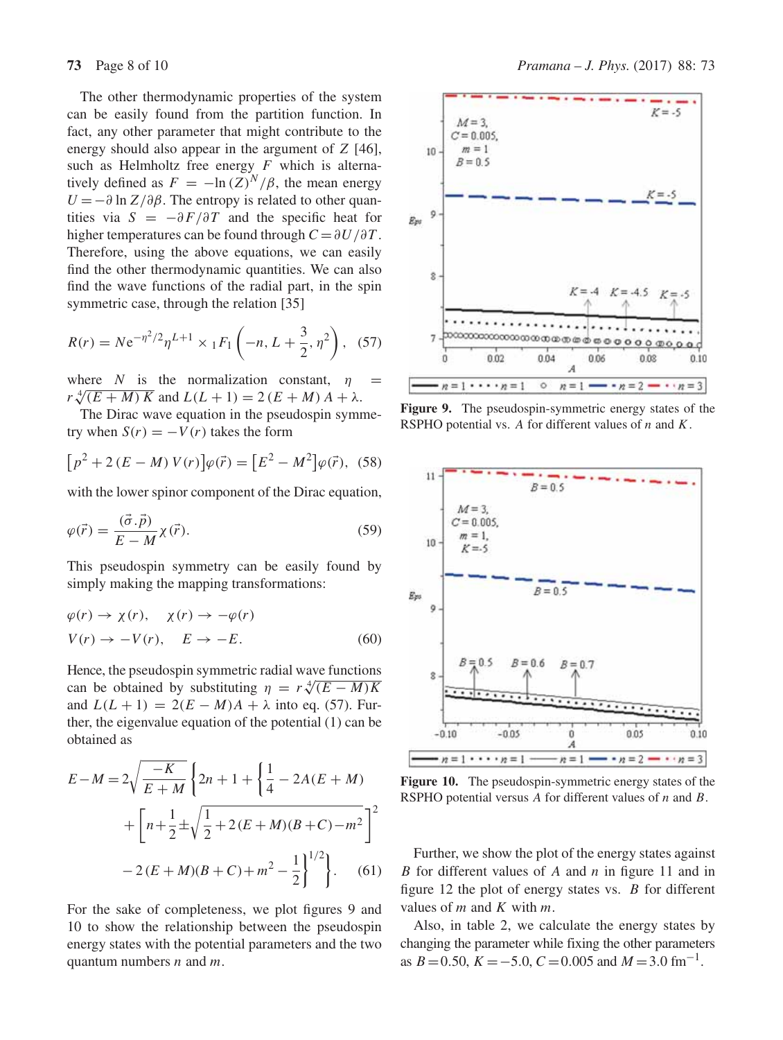The other thermodynamic properties of the system can be easily found from the partition function. In fact, any other parameter that might contribute to the energy should also appear in the argument of $Z$ [46], such as Helmholtz free energy $F$ which is alternatively defined as $F = -\ln (Z)^N/\beta$, the mean energy $U = -\partial \ln Z/\partial \beta$. The entropy is related to other quantities via $S = -\partial F/\partial T$ and the specific heat for higher temperatures can be found through $C = \partial U/\partial T$. Therefore, using the above equations, we can easily find the other thermodynamic quantities. We can also find the wave functions of the radial part, in the spin symmetric case, through the relation [35]

$$R(r) = N e^{-\eta^2/2} \eta^{L+1} \times {}_1F_1\left(-n, L + \frac{3}{2}, \eta^2\right), \quad (57)$$

where $N$ is the normalization constant, $\eta = r\sqrt[4]{(E + M)K}$ and $L(L+1) = 2(E+M)A + \lambda$.

The Dirac wave equation in the pseudospin symmetry when $S(r) = -V(r)$ takes the form

$$\left[p^2 + 2(E - M)V(r)\right]\varphi(\vec{r}) = \left[E^2 - M^2\right]\varphi(\vec{r}), \quad (58)$$

with the lower spinor component of the Dirac equation,

$$\varphi(\vec{r}) = \frac{(\vec{\sigma}.\vec{p})}{E - M}\chi(\vec{r}). \quad (59)$$

This pseudospin symmetry can be easily found by simply making the mapping transformations:

$$\varphi(r) \to \chi(r), \quad \chi(r) \to -\varphi(r)$$
$$V(r) \to -V(r), \quad E \to -E. \quad (60)$$

Hence, the pseudospin symmetric radial wave functions can be obtained by substituting $\eta = r\sqrt[4]{(E - M)K}$ and $L(L+1) = 2(E - M)A + \lambda$ into eq. (57). Further, the eigenvalue equation of the potential (1) can be obtained as

$$E - M = 2\sqrt{\frac{-K}{E+M}}\left\{2n + 1 + \left\{\frac{1}{4} - 2A(E+M) + \left[n + \frac{1}{2} \pm \sqrt{\frac{1}{2} + 2(E+M)(B+C) - m^2}\right]^2 - 2(E+M)(B+C) + m^2 - \frac{1}{2}\right\}^{1/2}\right\}. \quad (61)$$

For the sake of completeness, we plot figures 9 and 10 to show the relationship between the pseudospin energy states with the potential parameters and the two quantum numbers $n$ and $m$.

**Figure 9.** The pseudospin-symmetric energy states of the RSPHO potential vs. $A$ for different values of $n$ and $K$.

**Figure 10.** The pseudospin-symmetric energy states of the RSPHO potential versus $A$ for different values of $n$ and $B$.

Further, we show the plot of the energy states against $B$ for different values of $A$ and $n$ in figure 11 and in figure 12 the plot of energy states vs. $B$ for different values of $m$ and $K$ with $m$.

Also, in table 2, we calculate the energy states by changing the parameter while fixing the other parameters as $B = 0.50$, $K = -5.0$, $C = 0.005$ and $M = 3.0$ fm$^{-1}$.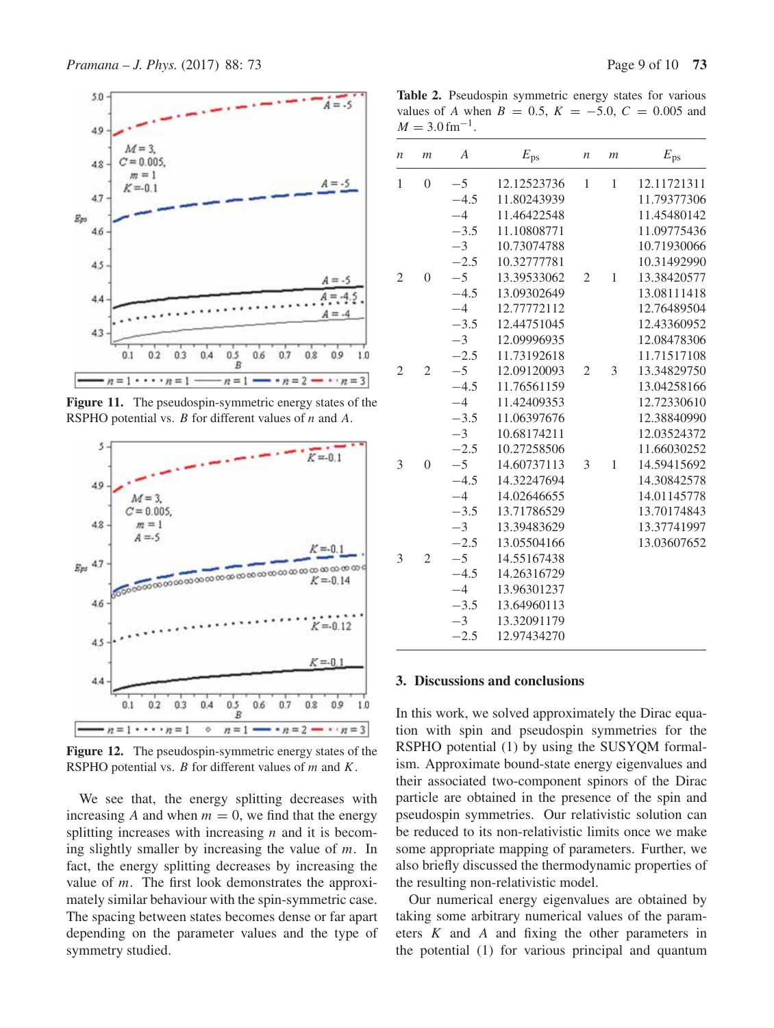**Figure 11.** The pseudospin-symmetric energy states of the RSPHO potential vs. $B$ for different values of $n$ and $A$.

**Figure 12.** The pseudospin-symmetric energy states of the RSPHO potential vs. $B$ for different values of $m$ and $K$.

We see that, the energy splitting decreases with increasing $A$ and when $m = 0$, we find that the energy splitting increases with increasing $n$ and it is becoming slightly smaller by increasing the value of $m$. In fact, the energy splitting decreases by increasing the value of $m$. The first look demonstrates the approximately similar behaviour with the spin-symmetric case. The spacing between states becomes dense or far apart depending on the parameter values and the type of symmetry studied.

**Table 2.** Pseudospin symmetric energy states for various values of $A$ when $B = 0.5$, $K = -5.0$, $C = 0.005$ and $M = 3.0\,\text{fm}^{-1}$.

| $n$ | $m$ | $A$ | $E_{ps}$ | $n$ | $m$ | $E_{ps}$ |
|---|---|---|---|---|---|---|
| 1 | 0 | −5 | 12.12523736 | 1 | 1 | 12.11721311 |
| | | −4.5 | 11.80243939 | | | 11.79377306 |
| | | −4 | 11.46422548 | | | 11.45480142 |
| | | −3.5 | 11.10808771 | | | 11.09775436 |
| | | −3 | 10.73074788 | | | 10.71930066 |
| | | −2.5 | 10.32777781 | | | 10.31492990 |
| 2 | 0 | −5 | 13.39533062 | 2 | 1 | 13.38420577 |
| | | −4.5 | 13.09302649 | | | 13.08111418 |
| | | −4 | 12.77772112 | | | 12.76489504 |
| | | −3.5 | 12.44751045 | | | 12.43360952 |
| | | −3 | 12.09996935 | | | 12.08478306 |
| | | −2.5 | 11.73192618 | | | 11.71517108 |
| 2 | 2 | −5 | 12.09120093 | 2 | 3 | 13.34829750 |
| | | −4.5 | 11.76561159 | | | 13.04258166 |
| | | −4 | 11.42409353 | | | 12.72330610 |
| | | −3.5 | 11.06397676 | | | 12.38840990 |
| | | −3 | 10.68174211 | | | 12.03524372 |
| | | −2.5 | 10.27258506 | | | 11.66030252 |
| 3 | 0 | −5 | 14.60737113 | 3 | 1 | 14.59415692 |
| | | −4.5 | 14.32247694 | | | 14.30842578 |
| | | −4 | 14.02646655 | | | 14.01145778 |
| | | −3.5 | 13.71786529 | | | 13.70174843 |
| | | −3 | 13.39483629 | | | 13.37741997 |
| | | −2.5 | 13.05504166 | | | 13.03607652 |
| 3 | 2 | −5 | 14.55167438 | | | |
| | | −4.5 | 14.26316729 | | | |
| | | −4 | 13.96301237 | | | |
| | | −3.5 | 13.64960113 | | | |
| | | −3 | 13.32091179 | | | |
| | | −2.5 | 12.97434270 | | | |

## 3. Discussions and conclusions

In this work, we solved approximately the Dirac equation with spin and pseudospin symmetries for the RSPHO potential (1) by using the SUSYQM formalism. Approximate bound-state energy eigenvalues and their associated two-component spinors of the Dirac particle are obtained in the presence of the spin and pseudospin symmetries. Our relativistic solution can be reduced to its non-relativistic limits once we make some appropriate mapping of parameters. Further, we also briefly discussed the thermodynamic properties of the resulting non-relativistic model.

Our numerical energy eigenvalues are obtained by taking some arbitrary numerical values of the parameters $K$ and $A$ and fixing the other parameters in the potential (1) for various principal and quantum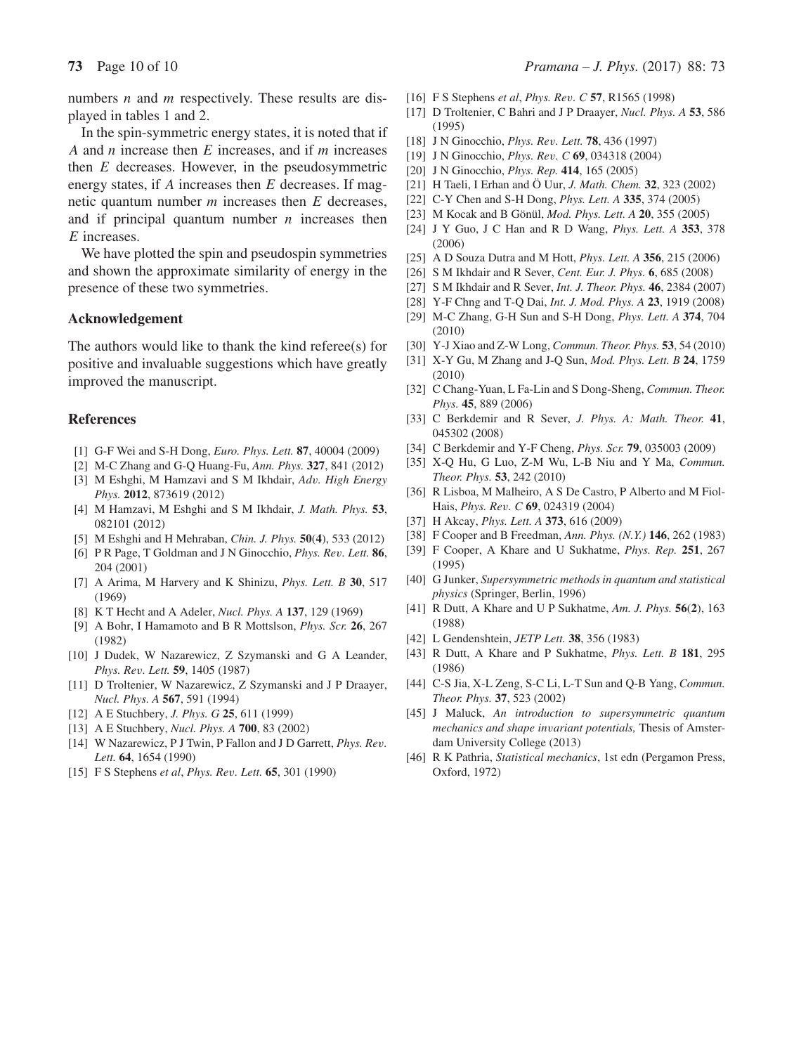numbers $n$ and $m$ respectively. These results are displayed in tables 1 and 2.

In the spin-symmetric energy states, it is noted that if $A$ and $n$ increase then $E$ increases, and if $m$ increases then $E$ decreases. However, in the pseudosymmetric energy states, if $A$ increases then $E$ decreases. If magnetic quantum number $m$ increases then $E$ decreases, and if principal quantum number $n$ increases then $E$ increases.

We have plotted the spin and pseudospin symmetries and shown the approximate similarity of energy in the presence of these two symmetries.

## Acknowledgement

The authors would like to thank the kind referee(s) for positive and invaluable suggestions which have greatly improved the manuscript.

## References

[1] G-F Wei and S-H Dong, *Euro. Phys. Lett.* **87**, 40004 (2009)
[2] M-C Zhang and G-Q Huang-Fu, *Ann. Phys.* **327**, 841 (2012)
[3] M Eshghi, M Hamzavi and S M Ikhdair, *Adv. High Energy Phys.* **2012**, 873619 (2012)
[4] M Hamzavi, M Eshghi and S M Ikhdair, *J. Math. Phys.* **53**, 082101 (2012)
[5] M Eshghi and H Mehraban, *Chin. J. Phys.* **50**(**4**), 533 (2012)
[6] P R Page, T Goldman and J N Ginocchio, *Phys. Rev. Lett.* **86**, 204 (2001)
[7] A Arima, M Harvery and K Shinizu, *Phys. Lett. B* **30**, 517 (1969)
[8] K T Hecht and A Adeler, *Nucl. Phys. A* **137**, 129 (1969)
[9] A Bohr, I Hamamoto and B R Mottslson, *Phys. Scr.* **26**, 267 (1982)
[10] J Dudek, W Nazarewicz, Z Szymanski and G A Leander, *Phys. Rev. Lett.* **59**, 1405 (1987)
[11] D Troltenier, W Nazarewicz, Z Szymanski and J P Draayer, *Nucl. Phys. A* **567**, 591 (1994)
[12] A E Stuchbery, *J. Phys. G* **25**, 611 (1999)
[13] A E Stuchbery, *Nucl. Phys. A* **700**, 83 (2002)
[14] W Nazarewicz, P J Twin, P Fallon and J D Garrett, *Phys. Rev. Lett.* **64**, 1654 (1990)
[15] F S Stephens *et al*, *Phys. Rev. Lett.* **65**, 301 (1990)
[16] F S Stephens *et al*, *Phys. Rev. C* **57**, R1565 (1998)
[17] D Troltenier, C Bahri and J P Draayer, *Nucl. Phys. A* **53**, 586 (1995)
[18] J N Ginocchio, *Phys. Rev. Lett.* **78**, 436 (1997)
[19] J N Ginocchio, *Phys. Rev. C* **69**, 034318 (2004)
[20] J N Ginocchio, *Phys. Rep.* **414**, 165 (2005)
[21] H Taeli, I Erhan and Ö Uur, *J. Math. Chem.* **32**, 323 (2002)
[22] C-Y Chen and S-H Dong, *Phys. Lett. A* **335**, 374 (2005)
[23] M Kocak and B Gönül, *Mod. Phys. Lett. A* **20**, 355 (2005)
[24] J Y Guo, J C Han and R D Wang, *Phys. Lett. A* **353**, 378 (2006)
[25] A D Souza Dutra and M Hott, *Phys. Lett. A* **356**, 215 (2006)
[26] S M Ikhdair and R Sever, *Cent. Eur. J. Phys.* **6**, 685 (2008)
[27] S M Ikhdair and R Sever, *Int. J. Theor. Phys.* **46**, 2384 (2007)
[28] Y-F Chng and T-Q Dai, *Int. J. Mod. Phys. A* **23**, 1919 (2008)
[29] M-C Zhang, G-H Sun and S-H Dong, *Phys. Lett. A* **374**, 704 (2010)
[30] Y-J Xiao and Z-W Long, *Commun. Theor. Phys.* **53**, 54 (2010)
[31] X-Y Gu, M Zhang and J-Q Sun, *Mod. Phys. Lett. B* **24**, 1759 (2010)
[32] C Chang-Yuan, L Fa-Lin and S Dong-Sheng, *Commun. Theor. Phys.* **45**, 889 (2006)
[33] C Berkdemir and R Sever, *J. Phys. A: Math. Theor.* **41**, 045302 (2008)
[34] C Berkdemir and Y-F Cheng, *Phys. Scr.* **79**, 035003 (2009)
[35] X-Q Hu, G Luo, Z-M Wu, L-B Niu and Y Ma, *Commun. Theor. Phys.* **53**, 242 (2010)
[36] R Lisboa, M Malheiro, A S De Castro, P Alberto and M Fiol-Hais, *Phys. Rev. C* **69**, 024319 (2004)
[37] H Akcay, *Phys. Lett. A* **373**, 616 (2009)
[38] F Cooper and B Freedman, *Ann. Phys. (N.Y.)* **146**, 262 (1983)
[39] F Cooper, A Khare and U Sukhatme, *Phys. Rep.* **251**, 267 (1995)
[40] G Junker, *Supersymmetric methods in quantum and statistical physics* (Springer, Berlin, 1996)
[41] R Dutt, A Khare and U P Sukhatme, *Am. J. Phys.* **56**(**2**), 163 (1988)
[42] L Gendenshtein, *JETP Lett.* **38**, 356 (1983)
[43] R Dutt, A Khare and P Sukhatme, *Phys. Lett. B* **181**, 295 (1986)
[44] C-S Jia, X-L Zeng, S-C Li, L-T Sun and Q-B Yang, *Commun. Theor. Phys.* **37**, 523 (2002)
[45] J Maluck, *An introduction to supersymmetric quantum mechanics and shape invariant potentials,* Thesis of Amsterdam University College (2013)
[46] R K Pathria, *Statistical mechanics*, 1st edn (Pergamon Press, Oxford, 1972)